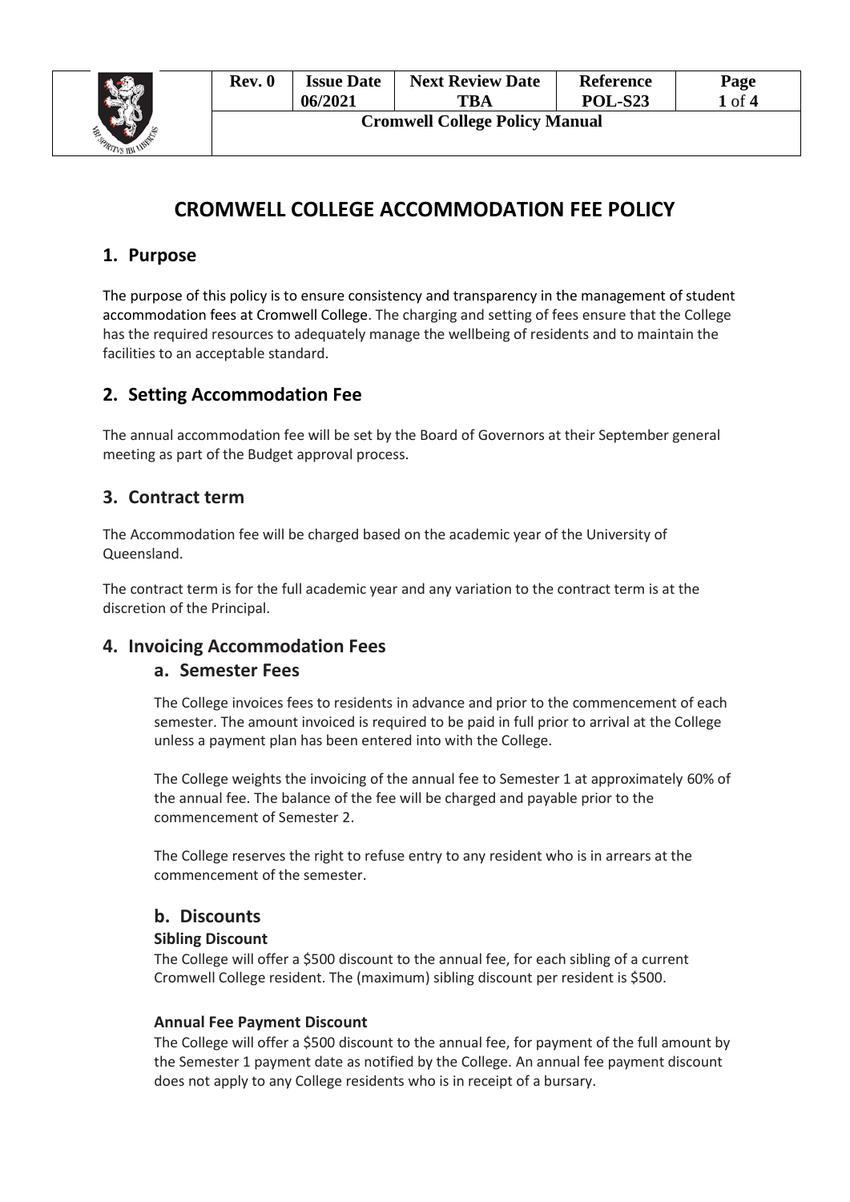# CROMWELL COLLEGE ACCOMMODATION FEE POLICY

## 1. Purpose

The purpose of this policy is to ensure consistency and transparency in the management of student accommodation fees at Cromwell College. The charging and setting of fees ensure that the College has the required resources to adequately manage the wellbeing of residents and to maintain the facilities to an acceptable standard.

## 2. Setting Accommodation Fee

The annual accommodation fee will be set by the Board of Governors at their September general meeting as part of the Budget approval process.

## 3. Contract term

The Accommodation fee will be charged based on the academic year of the University of Queensland.

The contract term is for the full academic year and any variation to the contract term is at the discretion of the Principal.

## 4. Invoicing Accommodation Fees

### a. Semester Fees

The College invoices fees to residents in advance and prior to the commencement of each semester. The amount invoiced is required to be paid in full prior to arrival at the College unless a payment plan has been entered into with the College.

The College weights the invoicing of the annual fee to Semester 1 at approximately 60% of the annual fee. The balance of the fee will be charged and payable prior to the commencement of Semester 2.

The College reserves the right to refuse entry to any resident who is in arrears at the commencement of the semester.

### b. Discounts

**Sibling Discount**

The College will offer a $500 discount to the annual fee, for each sibling of a current Cromwell College resident. The (maximum) sibling discount per resident is $500.

**Annual Fee Payment Discount**

The College will offer a $500 discount to the annual fee, for payment of the full amount by the Semester 1 payment date as notified by the College. An annual fee payment discount does not apply to any College residents who is in receipt of a bursary.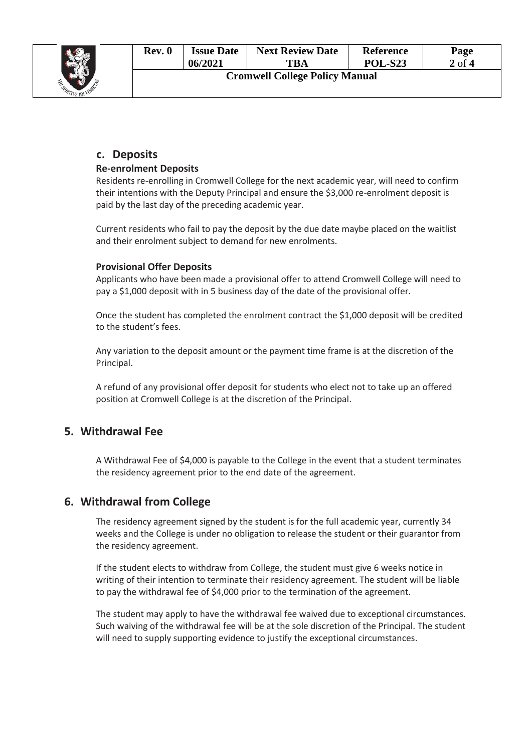### c. Deposits

**Re-enrolment Deposits**

Residents re-enrolling in Cromwell College for the next academic year, will need to confirm their intentions with the Deputy Principal and ensure the $3,000 re-enrolment deposit is paid by the last day of the preceding academic year.

Current residents who fail to pay the deposit by the due date maybe placed on the waitlist and their enrolment subject to demand for new enrolments.

**Provisional Offer Deposits**

Applicants who have been made a provisional offer to attend Cromwell College will need to pay a $1,000 deposit with in 5 business day of the date of the provisional offer.

Once the student has completed the enrolment contract the $1,000 deposit will be credited to the student's fees.

Any variation to the deposit amount or the payment time frame is at the discretion of the Principal.

A refund of any provisional offer deposit for students who elect not to take up an offered position at Cromwell College is at the discretion of the Principal.

## 5. Withdrawal Fee

A Withdrawal Fee of $4,000 is payable to the College in the event that a student terminates the residency agreement prior to the end date of the agreement.

## 6. Withdrawal from College

The residency agreement signed by the student is for the full academic year, currently 34 weeks and the College is under no obligation to release the student or their guarantor from the residency agreement.

If the student elects to withdraw from College, the student must give 6 weeks notice in writing of their intention to terminate their residency agreement. The student will be liable to pay the withdrawal fee of $4,000 prior to the termination of the agreement.

The student may apply to have the withdrawal fee waived due to exceptional circumstances. Such waiving of the withdrawal fee will be at the sole discretion of the Principal. The student will need to supply supporting evidence to justify the exceptional circumstances.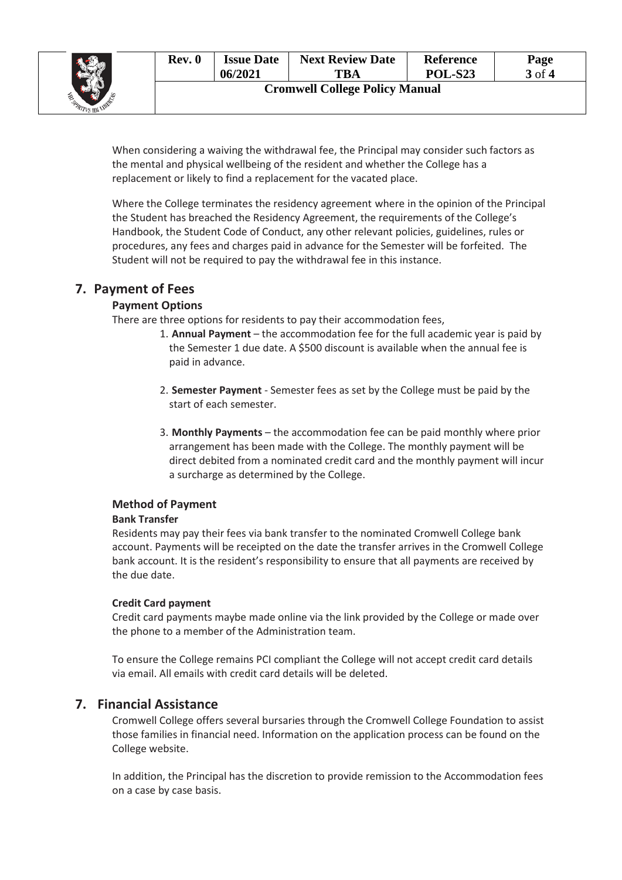When considering a waiving the withdrawal fee, the Principal may consider such factors as the mental and physical wellbeing of the resident and whether the College has a replacement or likely to find a replacement for the vacated place.

Where the College terminates the residency agreement where in the opinion of the Principal the Student has breached the Residency Agreement, the requirements of the College's Handbook, the Student Code of Conduct, any other relevant policies, guidelines, rules or procedures, any fees and charges paid in advance for the Semester will be forfeited. The Student will not be required to pay the withdrawal fee in this instance.

## 7. Payment of Fees

### Payment Options

There are three options for residents to pay their accommodation fees,

1. **Annual Payment** – the accommodation fee for the full academic year is paid by the Semester 1 due date. A $500 discount is available when the annual fee is paid in advance.

2. **Semester Payment** - Semester fees as set by the College must be paid by the start of each semester.

3. **Monthly Payments** – the accommodation fee can be paid monthly where prior arrangement has been made with the College. The monthly payment will be direct debited from a nominated credit card and the monthly payment will incur a surcharge as determined by the College.

### Method of Payment

#### Bank Transfer

Residents may pay their fees via bank transfer to the nominated Cromwell College bank account. Payments will be receipted on the date the transfer arrives in the Cromwell College bank account. It is the resident's responsibility to ensure that all payments are received by the due date.

#### Credit Card payment

Credit card payments maybe made online via the link provided by the College or made over the phone to a member of the Administration team.

To ensure the College remains PCI compliant the College will not accept credit card details via email. All emails with credit card details will be deleted.

## 7. Financial Assistance

Cromwell College offers several bursaries through the Cromwell College Foundation to assist those families in financial need. Information on the application process can be found on the College website.

In addition, the Principal has the discretion to provide remission to the Accommodation fees on a case by case basis.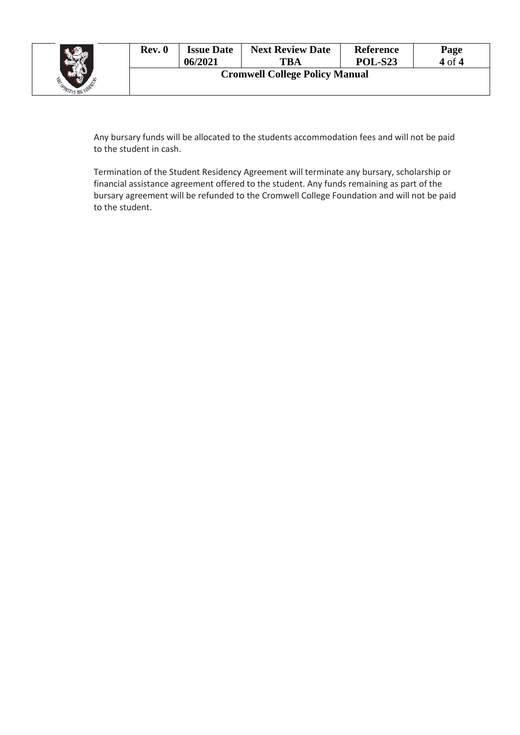Any bursary funds will be allocated to the students accommodation fees and will not be paid to the student in cash.

Termination of the Student Residency Agreement will terminate any bursary, scholarship or financial assistance agreement offered to the student. Any funds remaining as part of the bursary agreement will be refunded to the Cromwell College Foundation and will not be paid to the student.